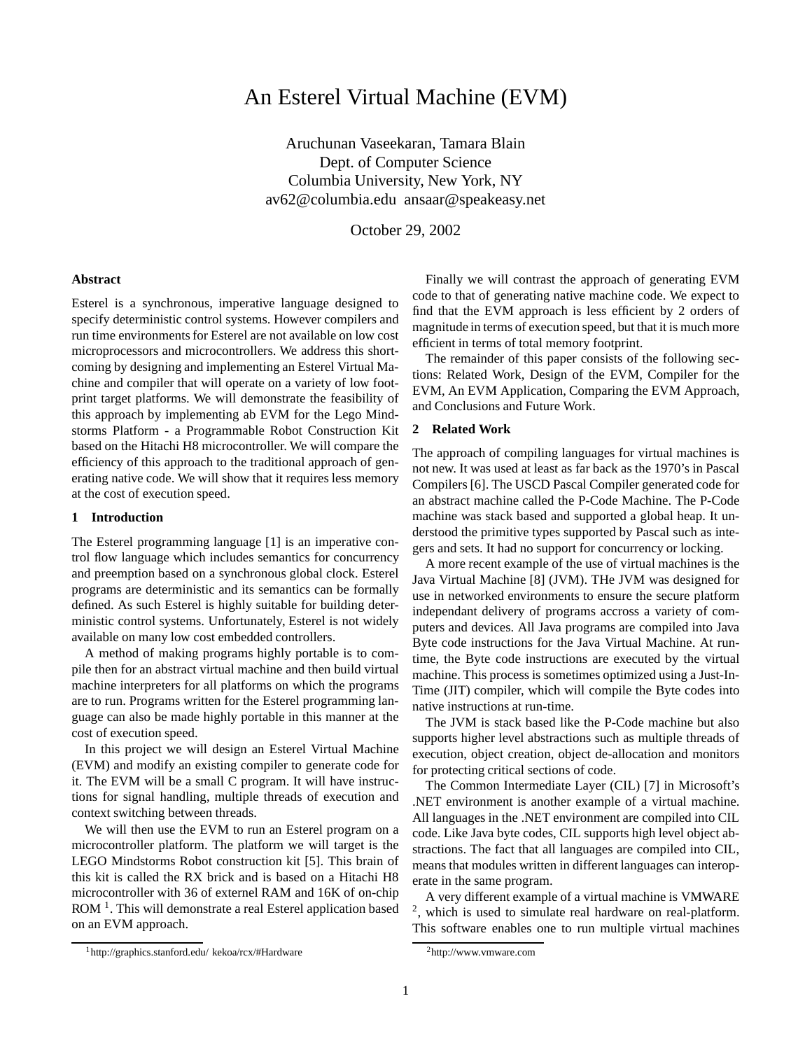# An Esterel Virtual Machine (EVM)

Aruchunan Vaseekaran, Tamara Blain
Dept. of Computer Science
Columbia University, New York, NY
av62@columbia.edu ansaar@speakeasy.net

October 29, 2002

### Abstract

Esterel is a synchronous, imperative language designed to specify deterministic control systems. However compilers and run time environments for Esterel are not available on low cost microprocessors and microcontrollers. We address this shortcoming by designing and implementing an Esterel Virtual Machine and compiler that will operate on a variety of low footprint target platforms. We will demonstrate the feasibility of this approach by implementing ab EVM for the Lego Mindstorms Platform - a Programmable Robot Construction Kit based on the Hitachi H8 microcontroller. We will compare the efficiency of this approach to the traditional approach of generating native code. We will show that it requires less memory at the cost of execution speed.

## 1 Introduction

The Esterel programming language [1] is an imperative control flow language which includes semantics for concurrency and preemption based on a synchronous global clock. Esterel programs are deterministic and its semantics can be formally defined. As such Esterel is highly suitable for building deterministic control systems. Unfortunately, Esterel is not widely available on many low cost embedded controllers.

A method of making programs highly portable is to compile then for an abstract virtual machine and then build virtual machine interpreters for all platforms on which the programs are to run. Programs written for the Esterel programming language can also be made highly portable in this manner at the cost of execution speed.

In this project we will design an Esterel Virtual Machine (EVM) and modify an existing compiler to generate code for it. The EVM will be a small C program. It will have instructions for signal handling, multiple threads of execution and context switching between threads.

We will then use the EVM to run an Esterel program on a microcontroller platform. The platform we will target is the LEGO Mindstorms Robot construction kit [5]. This brain of this kit is called the RX brick and is based on a Hitachi H8 microcontroller with 36 of externel RAM and 16K of on-chip ROM [1]. This will demonstrate a real Esterel application based on an EVM approach.

[1] http://graphics.stanford.edu/ kekoa/rcx/#Hardware

Finally we will contrast the approach of generating EVM code to that of generating native machine code. We expect to find that the EVM approach is less efficient by 2 orders of magnitude in terms of execution speed, but that it is much more efficient in terms of total memory footprint.

The remainder of this paper consists of the following sections: Related Work, Design of the EVM, Compiler for the EVM, An EVM Application, Comparing the EVM Approach, and Conclusions and Future Work.

## 2 Related Work

The approach of compiling languages for virtual machines is not new. It was used at least as far back as the 1970's in Pascal Compilers [6]. The USCD Pascal Compiler generated code for an abstract machine called the P-Code Machine. The P-Code machine was stack based and supported a global heap. It understood the primitive types supported by Pascal such as integers and sets. It had no support for concurrency or locking.

A more recent example of the use of virtual machines is the Java Virtual Machine [8] (JVM). THe JVM was designed for use in networked environments to ensure the secure platform independant delivery of programs accross a variety of computers and devices. All Java programs are compiled into Java Byte code instructions for the Java Virtual Machine. At runtime, the Byte code instructions are executed by the virtual machine. This process is sometimes optimized using a Just-In-Time (JIT) compiler, which will compile the Byte codes into native instructions at run-time.

The JVM is stack based like the P-Code machine but also supports higher level abstractions such as multiple threads of execution, object creation, object de-allocation and monitors for protecting critical sections of code.

The Common Intermediate Layer (CIL) [7] in Microsoft's .NET environment is another example of a virtual machine. All languages in the .NET environment are compiled into CIL code. Like Java byte codes, CIL supports high level object abstractions. The fact that all languages are compiled into CIL, means that modules written in different languages can interoperate in the same program.

A very different example of a virtual machine is VMWARE [2], which is used to simulate real hardware on real-platform. This software enables one to run multiple virtual machines

[2] http://www.vmware.com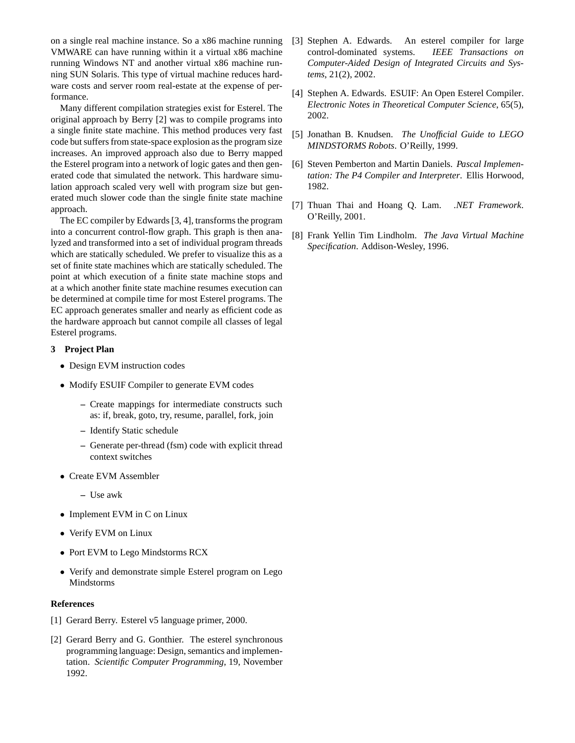on a single real machine instance. So a x86 machine running VMWARE can have running within it a virtual x86 machine running Windows NT and another virtual x86 machine running SUN Solaris. This type of virtual machine reduces hardware costs and server room real-estate at the expense of performance.

Many different compilation strategies exist for Esterel. The original approach by Berry [2] was to compile programs into a single finite state machine. This method produces very fast code but suffers from state-space explosion as the program size increases. An improved approach also due to Berry mapped the Esterel program into a network of logic gates and then generated code that simulated the network. This hardware simulation approach scaled very well with program size but generated much slower code than the single finite state machine approach.

The EC compiler by Edwards [3, 4], transforms the program into a concurrent control-flow graph. This graph is then analyzed and transformed into a set of individual program threads which are statically scheduled. We prefer to visualize this as a set of finite state machines which are statically scheduled. The point at which execution of a finite state machine stops and at a which another finite state machine resumes execution can be determined at compile time for most Esterel programs. The EC approach generates smaller and nearly as efficient code as the hardware approach but cannot compile all classes of legal Esterel programs.

## 3 Project Plan

- Design EVM instruction codes
- Modify ESUIF Compiler to generate EVM codes
  - Create mappings for intermediate constructs such as: if, break, goto, try, resume, parallel, fork, join
  - Identify Static schedule
  - Generate per-thread (fsm) code with explicit thread context switches
- Create EVM Assembler
  - Use awk
- Implement EVM in C on Linux
- Verify EVM on Linux
- Port EVM to Lego Mindstorms RCX
- Verify and demonstrate simple Esterel program on Lego Mindstorms

## References

[1] Gerard Berry. Esterel v5 language primer, 2000.

[2] Gerard Berry and G. Gonthier. The esterel synchronous programming language: Design, semantics and implementation. *Scientific Computer Programming*, 19, November 1992.

[3] Stephen A. Edwards. An esterel compiler for large control-dominated systems. *IEEE Transactions on Computer-Aided Design of Integrated Circuits and Systems*, 21(2), 2002.

[4] Stephen A. Edwards. ESUIF: An Open Esterel Compiler. *Electronic Notes in Theoretical Computer Science*, 65(5), 2002.

[5] Jonathan B. Knudsen. *The Unofficial Guide to LEGO MINDSTORMS Robots*. O'Reilly, 1999.

[6] Steven Pemberton and Martin Daniels. *Pascal Implementation: The P4 Compiler and Interpreter*. Ellis Horwood, 1982.

[7] Thuan Thai and Hoang Q. Lam. *.NET Framework*. O'Reilly, 2001.

[8] Frank Yellin Tim Lindholm. *The Java Virtual Machine Specification*. Addison-Wesley, 1996.